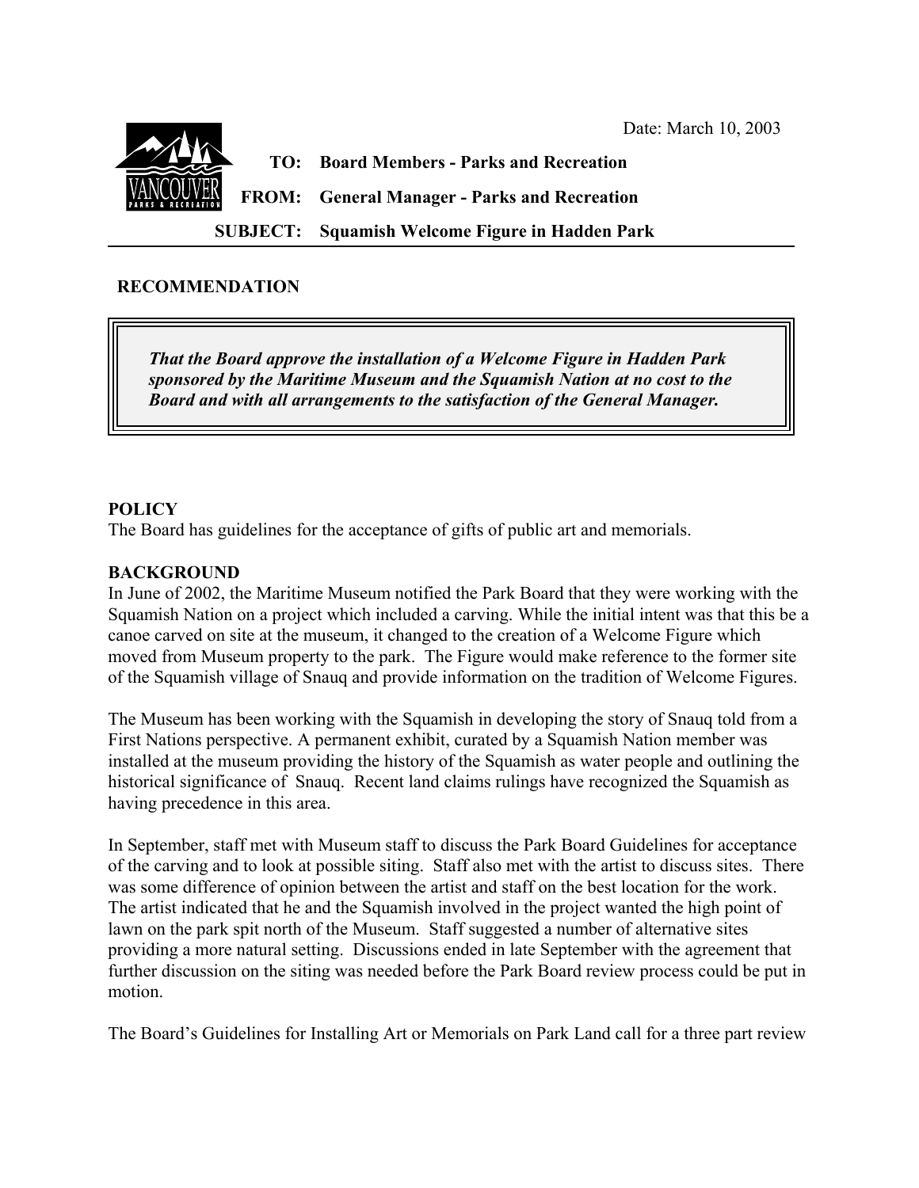Date: March 10, 2003

**TO:** Board Members - Parks and Recreation

**FROM:** General Manager - Parks and Recreation

**SUBJECT:** Squamish Welcome Figure in Hadden Park

## RECOMMENDATION

***That the Board approve the installation of a Welcome Figure in Hadden Park sponsored by the Maritime Museum and the Squamish Nation at no cost to the Board and with all arrangements to the satisfaction of the General Manager.***

## POLICY

The Board has guidelines for the acceptance of gifts of public art and memorials.

## BACKGROUND

In June of 2002, the Maritime Museum notified the Park Board that they were working with the Squamish Nation on a project which included a carving. While the initial intent was that this be a canoe carved on site at the museum, it changed to the creation of a Welcome Figure which moved from Museum property to the park. The Figure would make reference to the former site of the Squamish village of Snauq and provide information on the tradition of Welcome Figures.

The Museum has been working with the Squamish in developing the story of Snauq told from a First Nations perspective. A permanent exhibit, curated by a Squamish Nation member was installed at the museum providing the history of the Squamish as water people and outlining the historical significance of Snauq. Recent land claims rulings have recognized the Squamish as having precedence in this area.

In September, staff met with Museum staff to discuss the Park Board Guidelines for acceptance of the carving and to look at possible siting. Staff also met with the artist to discuss sites. There was some difference of opinion between the artist and staff on the best location for the work. The artist indicated that he and the Squamish involved in the project wanted the high point of lawn on the park spit north of the Museum. Staff suggested a number of alternative sites providing a more natural setting. Discussions ended in late September with the agreement that further discussion on the siting was needed before the Park Board review process could be put in motion.

The Board's Guidelines for Installing Art or Memorials on Park Land call for a three part review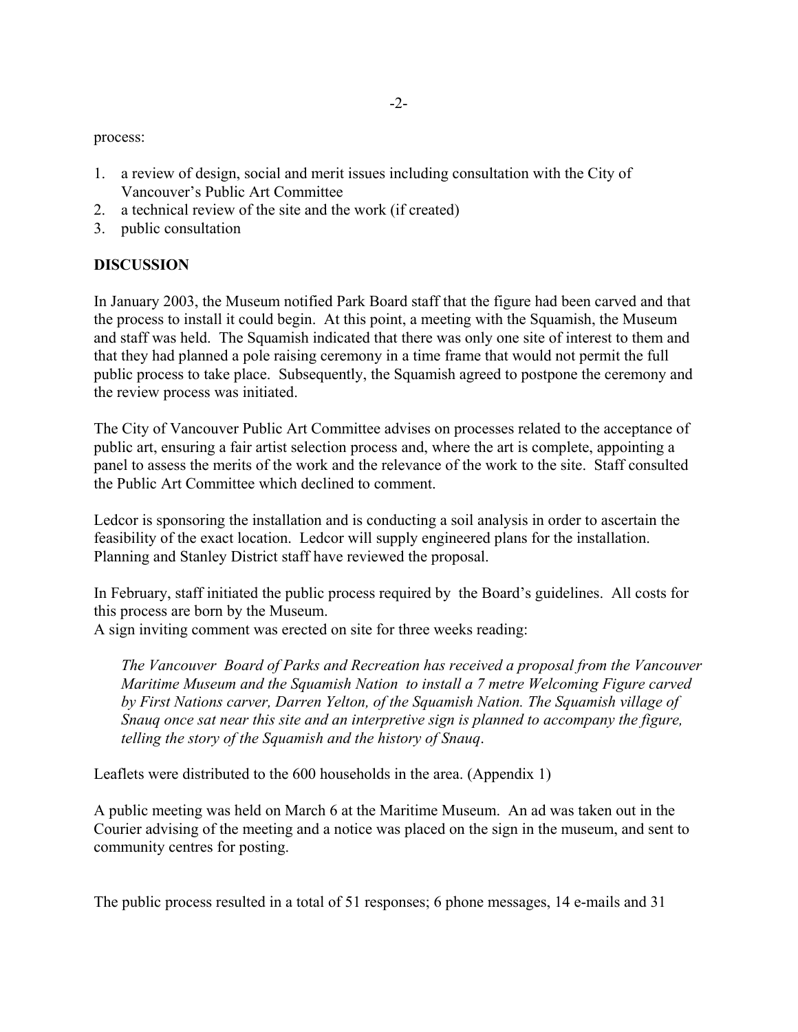process:

1. a review of design, social and merit issues including consultation with the City of Vancouver's Public Art Committee
2. a technical review of the site and the work (if created)
3. public consultation

**DISCUSSION**

In January 2003, the Museum notified Park Board staff that the figure had been carved and that the process to install it could begin. At this point, a meeting with the Squamish, the Museum and staff was held. The Squamish indicated that there was only one site of interest to them and that they had planned a pole raising ceremony in a time frame that would not permit the full public process to take place. Subsequently, the Squamish agreed to postpone the ceremony and the review process was initiated.

The City of Vancouver Public Art Committee advises on processes related to the acceptance of public art, ensuring a fair artist selection process and, where the art is complete, appointing a panel to assess the merits of the work and the relevance of the work to the site. Staff consulted the Public Art Committee which declined to comment.

Ledcor is sponsoring the installation and is conducting a soil analysis in order to ascertain the feasibility of the exact location. Ledcor will supply engineered plans for the installation. Planning and Stanley District staff have reviewed the proposal.

In February, staff initiated the public process required by the Board's guidelines. All costs for this process are born by the Museum.
A sign inviting comment was erected on site for three weeks reading:

*The Vancouver Board of Parks and Recreation has received a proposal from the Vancouver Maritime Museum and the Squamish Nation to install a 7 metre Welcoming Figure carved by First Nations carver, Darren Yelton, of the Squamish Nation. The Squamish village of Snauq once sat near this site and an interpretive sign is planned to accompany the figure, telling the story of the Squamish and the history of Snauq.*

Leaflets were distributed to the 600 households in the area. (Appendix 1)

A public meeting was held on March 6 at the Maritime Museum. An ad was taken out in the Courier advising of the meeting and a notice was placed on the sign in the museum, and sent to community centres for posting.

The public process resulted in a total of 51 responses; 6 phone messages, 14 e-mails and 31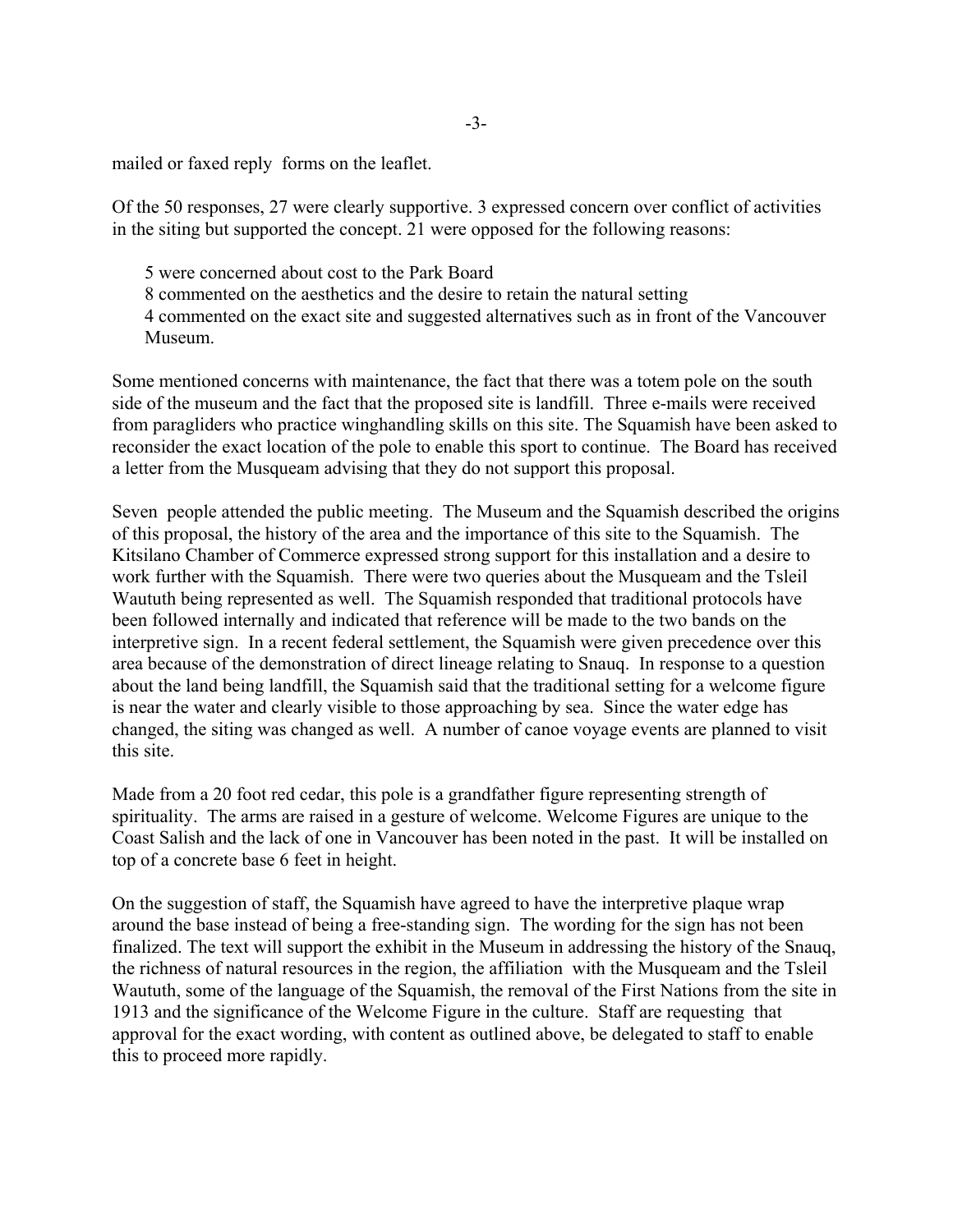mailed or faxed reply forms on the leaflet.

Of the 50 responses, 27 were clearly supportive. 3 expressed concern over conflict of activities in the siting but supported the concept. 21 were opposed for the following reasons:

5 were concerned about cost to the Park Board
8 commented on the aesthetics and the desire to retain the natural setting
4 commented on the exact site and suggested alternatives such as in front of the Vancouver Museum.

Some mentioned concerns with maintenance, the fact that there was a totem pole on the south side of the museum and the fact that the proposed site is landfill. Three e-mails were received from paragliders who practice winghandling skills on this site. The Squamish have been asked to reconsider the exact location of the pole to enable this sport to continue. The Board has received a letter from the Musqueam advising that they do not support this proposal.

Seven people attended the public meeting. The Museum and the Squamish described the origins of this proposal, the history of the area and the importance of this site to the Squamish. The Kitsilano Chamber of Commerce expressed strong support for this installation and a desire to work further with the Squamish. There were two queries about the Musqueam and the Tsleil Waututh being represented as well. The Squamish responded that traditional protocols have been followed internally and indicated that reference will be made to the two bands on the interpretive sign. In a recent federal settlement, the Squamish were given precedence over this area because of the demonstration of direct lineage relating to Snauq. In response to a question about the land being landfill, the Squamish said that the traditional setting for a welcome figure is near the water and clearly visible to those approaching by sea. Since the water edge has changed, the siting was changed as well. A number of canoe voyage events are planned to visit this site.

Made from a 20 foot red cedar, this pole is a grandfather figure representing strength of spirituality. The arms are raised in a gesture of welcome. Welcome Figures are unique to the Coast Salish and the lack of one in Vancouver has been noted in the past. It will be installed on top of a concrete base 6 feet in height.

On the suggestion of staff, the Squamish have agreed to have the interpretive plaque wrap around the base instead of being a free-standing sign. The wording for the sign has not been finalized. The text will support the exhibit in the Museum in addressing the history of the Snauq, the richness of natural resources in the region, the affiliation with the Musqueam and the Tsleil Waututh, some of the language of the Squamish, the removal of the First Nations from the site in 1913 and the significance of the Welcome Figure in the culture. Staff are requesting that approval for the exact wording, with content as outlined above, be delegated to staff to enable this to proceed more rapidly.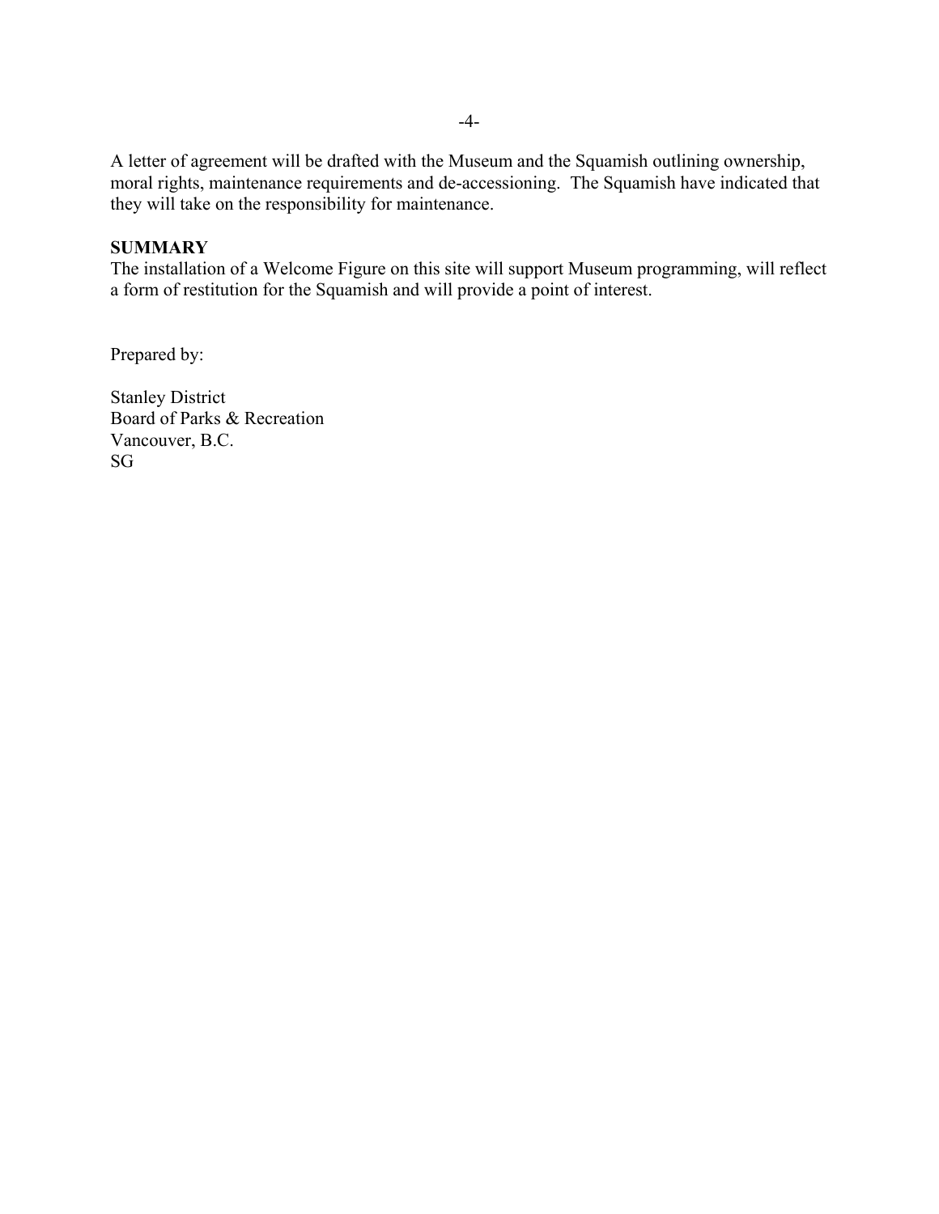A letter of agreement will be drafted with the Museum and the Squamish outlining ownership, moral rights, maintenance requirements and de-accessioning. The Squamish have indicated that they will take on the responsibility for maintenance.

**SUMMARY**

The installation of a Welcome Figure on this site will support Museum programming, will reflect a form of restitution for the Squamish and will provide a point of interest.

Prepared by:

Stanley District
Board of Parks & Recreation
Vancouver, B.C.
SG